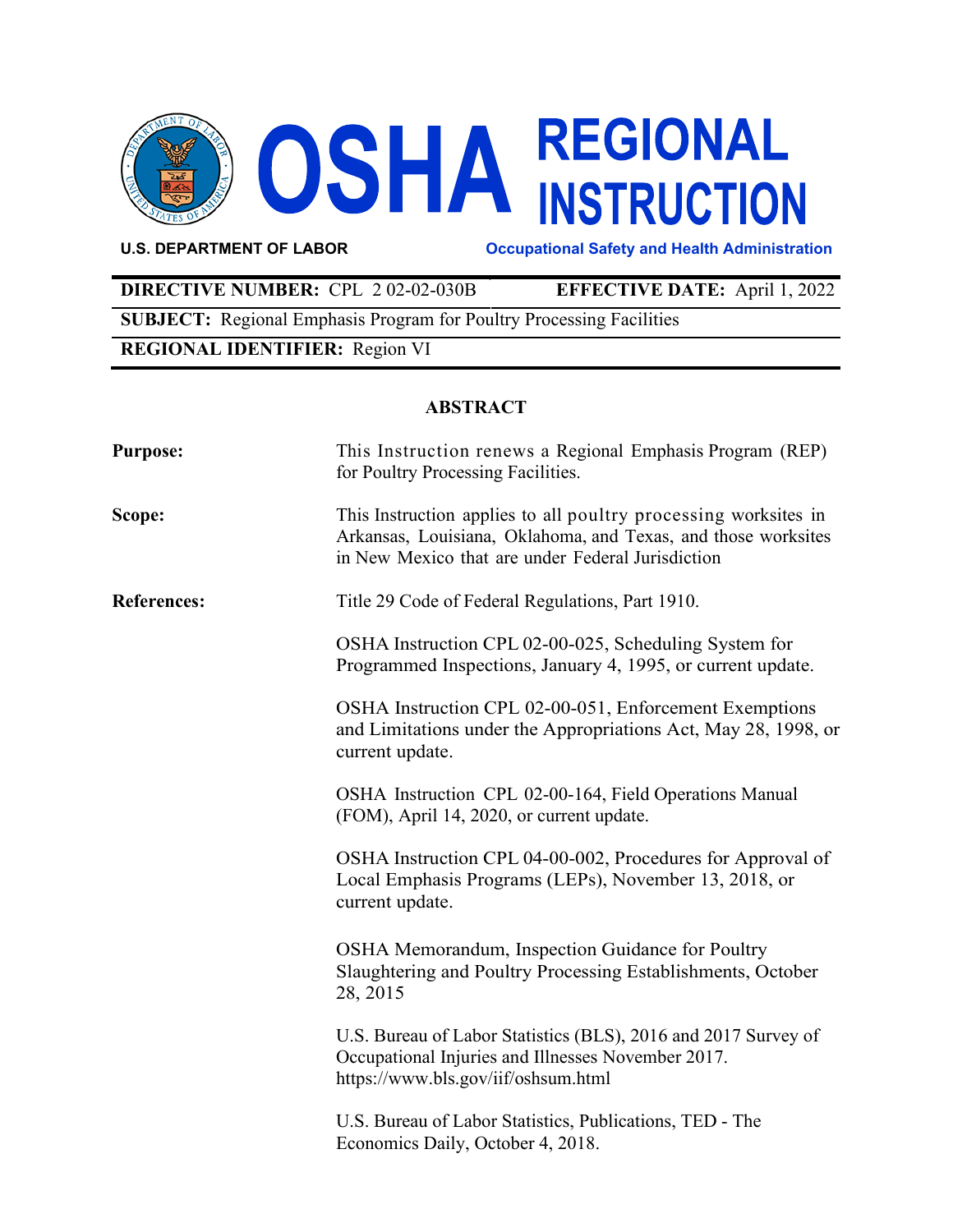# OSHA REGIONAL INSTRUCTION

**U.S. DEPARTMENT OF LABOR** — **Occupational Safety and Health Administration**

| | |
|---|---|
| **DIRECTIVE NUMBER:** CPL 2 02-02-030B | **EFFECTIVE DATE:** April 1, 2022 |
| **SUBJECT:** Regional Emphasis Program for Poultry Processing Facilities | |
| **REGIONAL IDENTIFIER:** Region VI | |

## ABSTRACT

**Purpose:** This Instruction renews a Regional Emphasis Program (REP) for Poultry Processing Facilities.

**Scope:** This Instruction applies to all poultry processing worksites in Arkansas, Louisiana, Oklahoma, and Texas, and those worksites in New Mexico that are under Federal Jurisdiction

**References:** Title 29 Code of Federal Regulations, Part 1910.

OSHA Instruction CPL 02-00-025, Scheduling System for Programmed Inspections, January 4, 1995, or current update.

OSHA Instruction CPL 02-00-051, Enforcement Exemptions and Limitations under the Appropriations Act, May 28, 1998, or current update.

OSHA Instruction CPL 02-00-164, Field Operations Manual (FOM), April 14, 2020, or current update.

OSHA Instruction CPL 04-00-002, Procedures for Approval of Local Emphasis Programs (LEPs), November 13, 2018, or current update.

OSHA Memorandum, Inspection Guidance for Poultry Slaughtering and Poultry Processing Establishments, October 28, 2015

U.S. Bureau of Labor Statistics (BLS), 2016 and 2017 Survey of Occupational Injuries and Illnesses November 2017. https://www.bls.gov/iif/oshsum.html

U.S. Bureau of Labor Statistics, Publications, TED - The Economics Daily, October 4, 2018.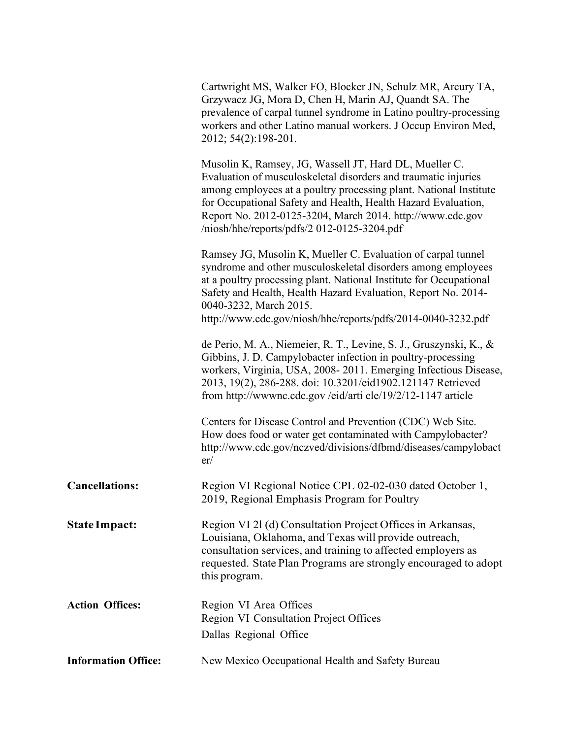Cartwright MS, Walker FO, Blocker JN, Schulz MR, Arcury TA, Grzywacz JG, Mora D, Chen H, Marin AJ, Quandt SA. The prevalence of carpal tunnel syndrome in Latino poultry-processing workers and other Latino manual workers. J Occup Environ Med, 2012; 54(2):198-201.

Musolin K, Ramsey, JG, Wassell JT, Hard DL, Mueller C. Evaluation of musculoskeletal disorders and traumatic injuries among employees at a poultry processing plant. National Institute for Occupational Safety and Health, Health Hazard Evaluation, Report No. 2012-0125-3204, March 2014. http://www.cdc.gov /niosh/hhe/reports/pdfs/2 012-0125-3204.pdf

Ramsey JG, Musolin K, Mueller C. Evaluation of carpal tunnel syndrome and other musculoskeletal disorders among employees at a poultry processing plant. National Institute for Occupational Safety and Health, Health Hazard Evaluation, Report No. 2014-0040-3232, March 2015. http://www.cdc.gov/niosh/hhe/reports/pdfs/2014-0040-3232.pdf

de Perio, M. A., Niemeier, R. T., Levine, S. J., Gruszynski, K., & Gibbins, J. D. Campylobacter infection in poultry-processing workers, Virginia, USA, 2008- 2011. Emerging Infectious Disease, 2013, 19(2), 286-288. doi: 10.3201/eid1902.121147 Retrieved from http://wwwnc.cdc.gov /eid/arti cle/19/2/12-1147 article

Centers for Disease Control and Prevention (CDC) Web Site. How does food or water get contaminated with Campylobacter? http://www.cdc.gov/nczved/divisions/dfbmd/diseases/campylobacter/

**Cancellations:** Region VI Regional Notice CPL 02-02-030 dated October 1, 2019, Regional Emphasis Program for Poultry

**State Impact:** Region VI 2l (d) Consultation Project Offices in Arkansas, Louisiana, Oklahoma, and Texas will provide outreach, consultation services, and training to affected employers as requested. State Plan Programs are strongly encouraged to adopt this program.

**Action Offices:**
Region VI Area Offices
Region VI Consultation Project Offices
Dallas Regional Office

**Information Office:** New Mexico Occupational Health and Safety Bureau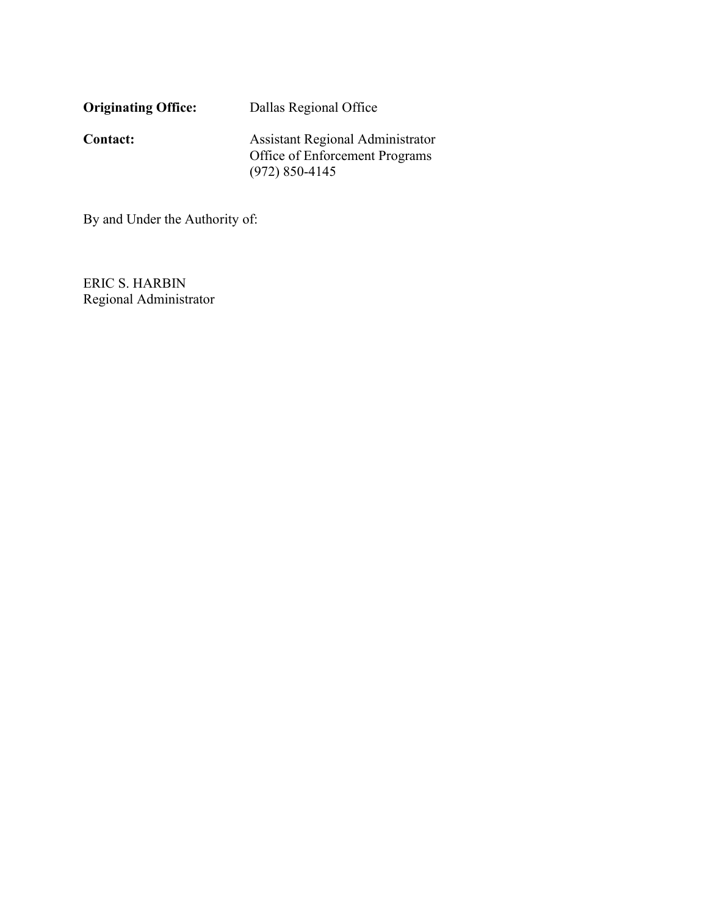**Originating Office:** Dallas Regional Office

**Contact:** Assistant Regional Administrator
Office of Enforcement Programs
(972) 850-4145

By and Under the Authority of:

ERIC S. HARBIN
Regional Administrator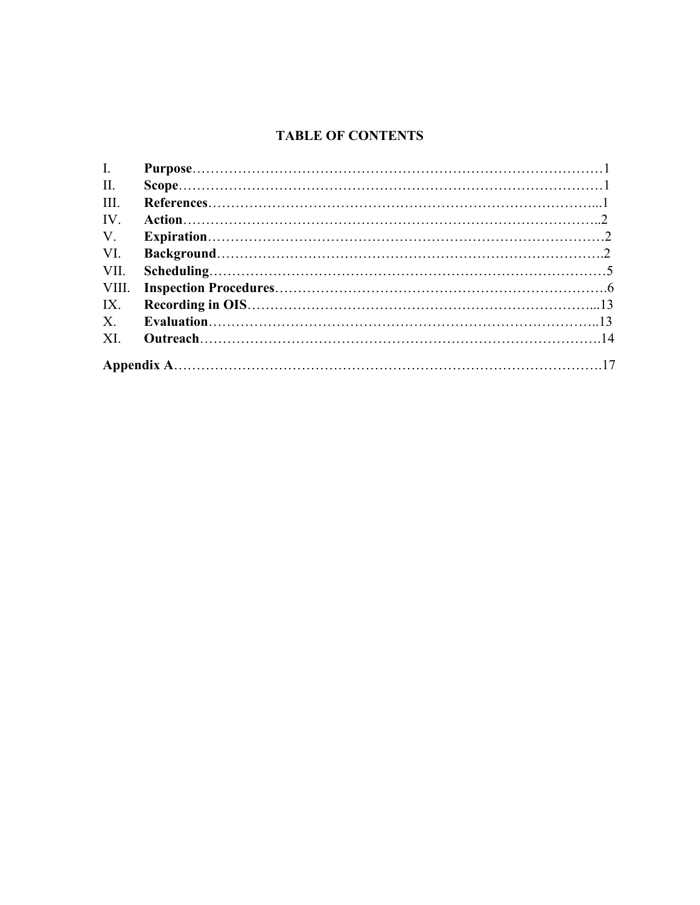## TABLE OF CONTENTS

| | | |
|---|---|---|
| I. | **Purpose** | 1 |
| II. | **Scope** | 1 |
| III. | **References** | 1 |
| IV. | **Action** | 2 |
| V. | **Expiration** | 2 |
| VI. | **Background** | 2 |
| VII. | **Scheduling** | 5 |
| VIII. | **Inspection Procedures** | 6 |
| IX. | **Recording in OIS** | 13 |
| X. | **Evaluation** | 13 |
| XI. | **Outreach** | 14 |
| **Appendix A** | | 17 |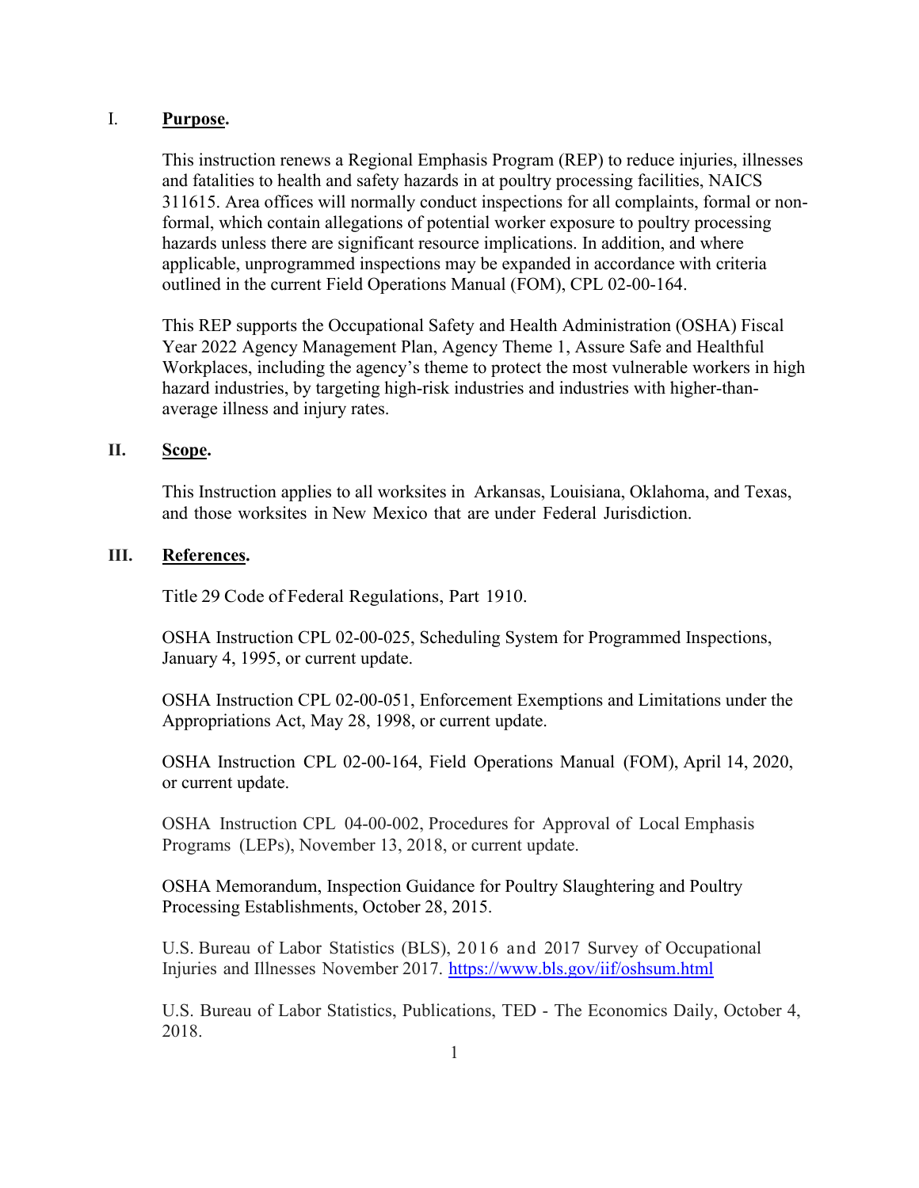## I. **Purpose**.

This instruction renews a Regional Emphasis Program (REP) to reduce injuries, illnesses and fatalities to health and safety hazards in at poultry processing facilities, NAICS 311615. Area offices will normally conduct inspections for all complaints, formal or non-formal, which contain allegations of potential worker exposure to poultry processing hazards unless there are significant resource implications. In addition, and where applicable, unprogrammed inspections may be expanded in accordance with criteria outlined in the current Field Operations Manual (FOM), CPL 02-00-164.

This REP supports the Occupational Safety and Health Administration (OSHA) Fiscal Year 2022 Agency Management Plan, Agency Theme 1, Assure Safe and Healthful Workplaces, including the agency's theme to protect the most vulnerable workers in high hazard industries, by targeting high-risk industries and industries with higher-than-average illness and injury rates.

## II. **Scope**.

This Instruction applies to all worksites in Arkansas, Louisiana, Oklahoma, and Texas, and those worksites in New Mexico that are under Federal Jurisdiction.

## III. **References**.

Title 29 Code of Federal Regulations, Part 1910.

OSHA Instruction CPL 02-00-025, Scheduling System for Programmed Inspections, January 4, 1995, or current update.

OSHA Instruction CPL 02-00-051, Enforcement Exemptions and Limitations under the Appropriations Act, May 28, 1998, or current update.

OSHA Instruction CPL 02-00-164, Field Operations Manual (FOM), April 14, 2020, or current update.

OSHA Instruction CPL 04-00-002, Procedures for Approval of Local Emphasis Programs (LEPs), November 13, 2018, or current update.

OSHA Memorandum, Inspection Guidance for Poultry Slaughtering and Poultry Processing Establishments, October 28, 2015.

U.S. Bureau of Labor Statistics (BLS), 2016 and 2017 Survey of Occupational Injuries and Illnesses November 2017. https://www.bls.gov/iif/oshsum.html

U.S. Bureau of Labor Statistics, Publications, TED - The Economics Daily, October 4, 2018.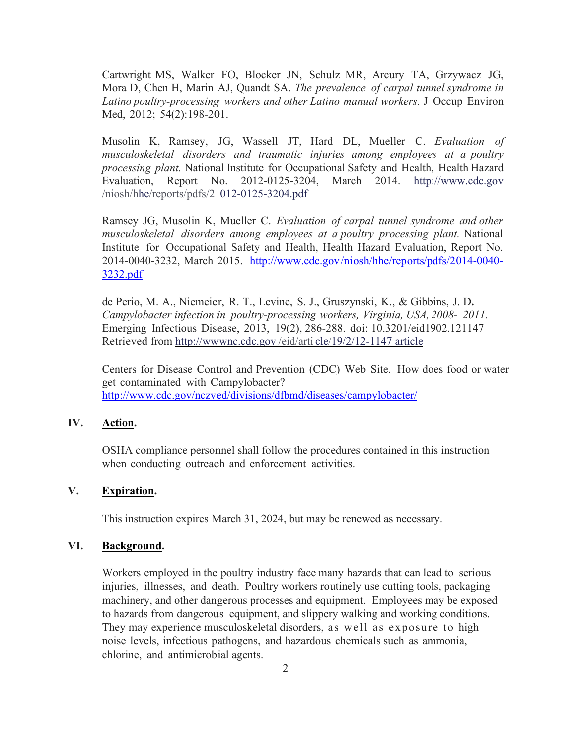Cartwright MS, Walker FO, Blocker JN, Schulz MR, Arcury TA, Grzywacz JG, Mora D, Chen H, Marin AJ, Quandt SA. *The prevalence of carpal tunnel syndrome in Latino poultry-processing workers and other Latino manual workers.* J Occup Environ Med, 2012; 54(2):198-201.

Musolin K, Ramsey, JG, Wassell JT, Hard DL, Mueller C. *Evaluation of musculoskeletal disorders and traumatic injuries among employees at a poultry processing plant.* National Institute for Occupational Safety and Health, Health Hazard Evaluation, Report No. 2012-0125-3204, March 2014. http://www.cdc.gov /niosh/hhe/reports/pdfs/2 012-0125-3204.pdf

Ramsey JG, Musolin K, Mueller C. *Evaluation of carpal tunnel syndrome and other musculoskeletal disorders among employees at a poultry processing plant.* National Institute for Occupational Safety and Health, Health Hazard Evaluation, Report No. 2014-0040-3232, March 2015. http://www.cdc.gov/niosh/hhe/reports/pdfs/2014-0040-3232.pdf

de Perio, M. A., Niemeier, R. T., Levine, S. J., Gruszynski, K., & Gibbins, J. D**.** *Campylobacter infection in poultry-processing workers, Virginia, USA, 2008- 2011.* Emerging Infectious Disease, 2013, 19(2), 286-288. doi: 10.3201/eid1902.121147 Retrieved from http://wwwnc.cdc.gov /eid/arti cle/19/2/12-1147 article

Centers for Disease Control and Prevention (CDC) Web Site. How does food or water get contaminated with Campylobacter? http://www.cdc.gov/nczved/divisions/dfbmd/diseases/campylobacter/

## IV. Action.

OSHA compliance personnel shall follow the procedures contained in this instruction when conducting outreach and enforcement activities.

## V. Expiration.

This instruction expires March 31, 2024, but may be renewed as necessary.

## VI. Background.

Workers employed in the poultry industry face many hazards that can lead to serious injuries, illnesses, and death. Poultry workers routinely use cutting tools, packaging machinery, and other dangerous processes and equipment. Employees may be exposed to hazards from dangerous equipment, and slippery walking and working conditions. They may experience musculoskeletal disorders, as well as exposure to high noise levels, infectious pathogens, and hazardous chemicals such as ammonia, chlorine, and antimicrobial agents.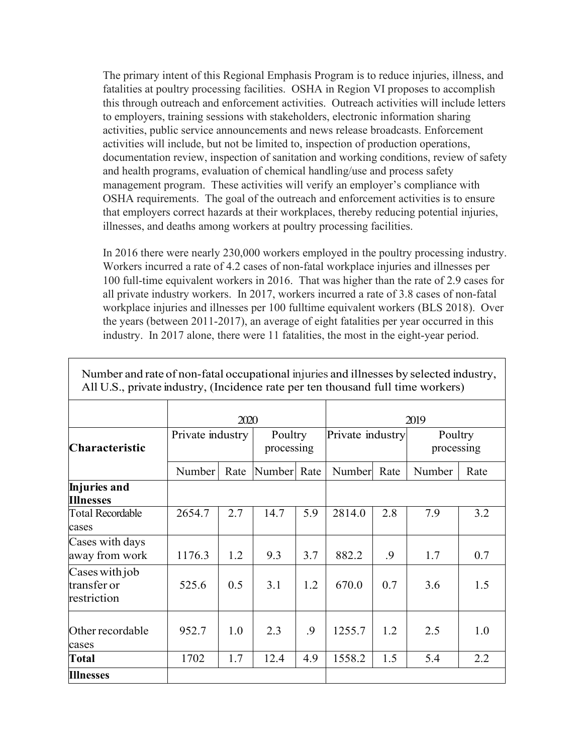The primary intent of this Regional Emphasis Program is to reduce injuries, illness, and fatalities at poultry processing facilities. OSHA in Region VI proposes to accomplish this through outreach and enforcement activities. Outreach activities will include letters to employers, training sessions with stakeholders, electronic information sharing activities, public service announcements and news release broadcasts. Enforcement activities will include, but not be limited to, inspection of production operations, documentation review, inspection of sanitation and working conditions, review of safety and health programs, evaluation of chemical handling/use and process safety management program. These activities will verify an employer's compliance with OSHA requirements. The goal of the outreach and enforcement activities is to ensure that employers correct hazards at their workplaces, thereby reducing potential injuries, illnesses, and deaths among workers at poultry processing facilities.

In 2016 there were nearly 230,000 workers employed in the poultry processing industry. Workers incurred a rate of 4.2 cases of non-fatal workplace injuries and illnesses per 100 full-time equivalent workers in 2016. That was higher than the rate of 2.9 cases for all private industry workers. In 2017, workers incurred a rate of 3.8 cases of non-fatal workplace injuries and illnesses per 100 fulltime equivalent workers (BLS 2018). Over the years (between 2011-2017), an average of eight fatalities per year occurred in this industry. In 2017 alone, there were 11 fatalities, the most in the eight-year period.

Number and rate of non-fatal occupational injuries and illnesses by selected industry, All U.S., private industry, (Incidence rate per ten thousand full time workers)

| | 2020 | | | | 2019 | | | |
|---|---|---|---|---|---|---|---|---|
| **Characteristic** | Private industry | | Poultry processing | | Private industry | | Poultry processing | |
| | Number | Rate | Number | Rate | Number | Rate | Number | Rate |
| **Injuries and Illnesses** | | | | | | | | |
| Total Recordable cases | 2654.7 | 2.7 | 14.7 | 5.9 | 2814.0 | 2.8 | 7.9 | 3.2 |
| Cases with days away from work | 1176.3 | 1.2 | 9.3 | 3.7 | 882.2 | .9 | 1.7 | 0.7 |
| Cases with job transfer or restriction | 525.6 | 0.5 | 3.1 | 1.2 | 670.0 | 0.7 | 3.6 | 1.5 |
| Other recordable cases | 952.7 | 1.0 | 2.3 | .9 | 1255.7 | 1.2 | 2.5 | 1.0 |
| **Total** | 1702 | 1.7 | 12.4 | 4.9 | 1558.2 | 1.5 | 5.4 | 2.2 |
| **Illnesses** | | | | | | | | |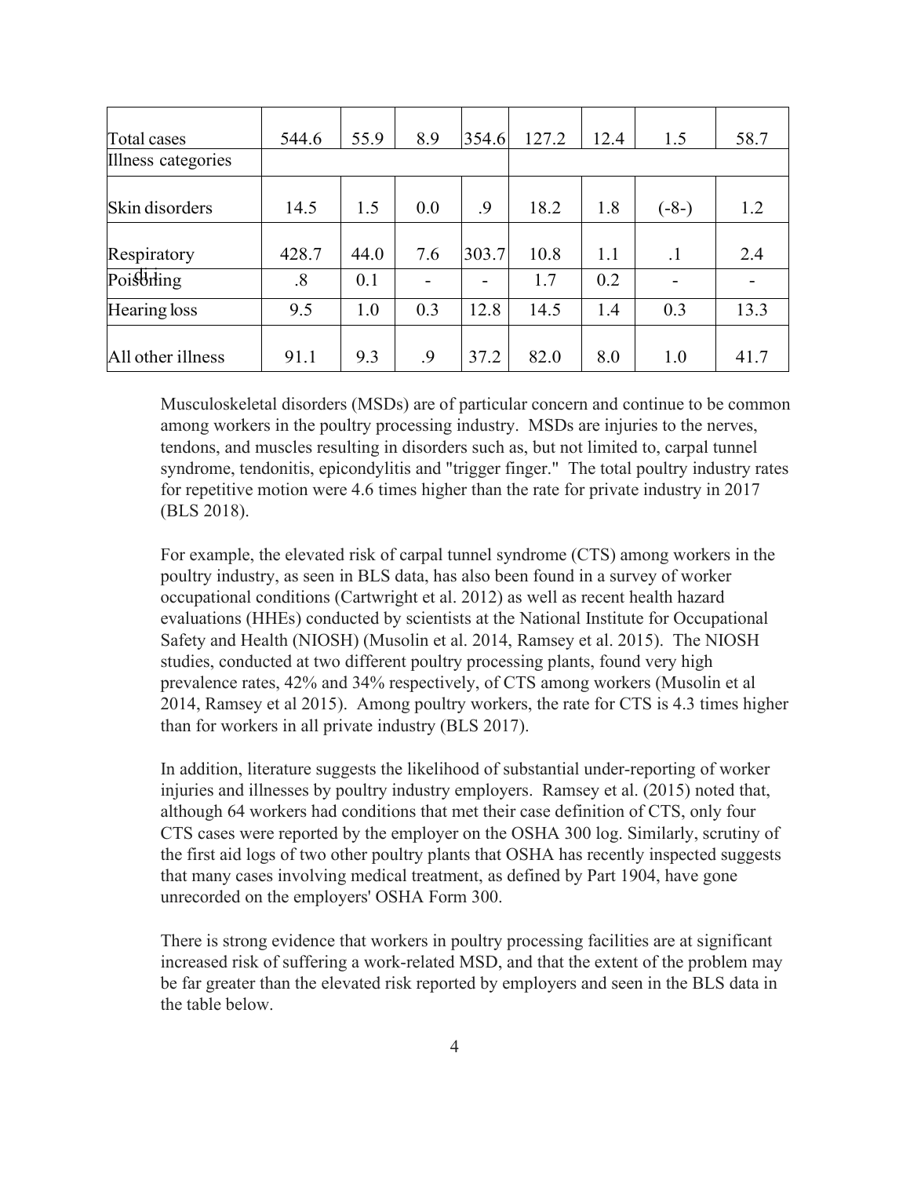| Total cases | 544.6 | 55.9 | 8.9 | 354.6 | 127.2 | 12.4 | 1.5 | 58.7 |
|---|---|---|---|---|---|---|---|---|
| Illness categories | | | | | | | | |
| Skin disorders | 14.5 | 1.5 | 0.0 | .9 | 18.2 | 1.8 | (-8-) | 1.2 |
| Respiratory | 428.7 | 44.0 | 7.6 | 303.7 | 10.8 | 1.1 | .1 | 2.4 |
| Poisoning | .8 | 0.1 | - | - | 1.7 | 0.2 | - | - |
| Hearing loss | 9.5 | 1.0 | 0.3 | 12.8 | 14.5 | 1.4 | 0.3 | 13.3 |
| All other illness | 91.1 | 9.3 | .9 | 37.2 | 82.0 | 8.0 | 1.0 | 41.7 |

Musculoskeletal disorders (MSDs) are of particular concern and continue to be common among workers in the poultry processing industry. MSDs are injuries to the nerves, tendons, and muscles resulting in disorders such as, but not limited to, carpal tunnel syndrome, tendonitis, epicondylitis and "trigger finger." The total poultry industry rates for repetitive motion were 4.6 times higher than the rate for private industry in 2017 (BLS 2018).

For example, the elevated risk of carpal tunnel syndrome (CTS) among workers in the poultry industry, as seen in BLS data, has also been found in a survey of worker occupational conditions (Cartwright et al. 2012) as well as recent health hazard evaluations (HHEs) conducted by scientists at the National Institute for Occupational Safety and Health (NIOSH) (Musolin et al. 2014, Ramsey et al. 2015). The NIOSH studies, conducted at two different poultry processing plants, found very high prevalence rates, 42% and 34% respectively, of CTS among workers (Musolin et al 2014, Ramsey et al 2015). Among poultry workers, the rate for CTS is 4.3 times higher than for workers in all private industry (BLS 2017).

In addition, literature suggests the likelihood of substantial under-reporting of worker injuries and illnesses by poultry industry employers. Ramsey et al. (2015) noted that, although 64 workers had conditions that met their case definition of CTS, only four CTS cases were reported by the employer on the OSHA 300 log. Similarly, scrutiny of the first aid logs of two other poultry plants that OSHA has recently inspected suggests that many cases involving medical treatment, as defined by Part 1904, have gone unrecorded on the employers' OSHA Form 300.

There is strong evidence that workers in poultry processing facilities are at significant increased risk of suffering a work-related MSD, and that the extent of the problem may be far greater than the elevated risk reported by employers and seen in the BLS data in the table below.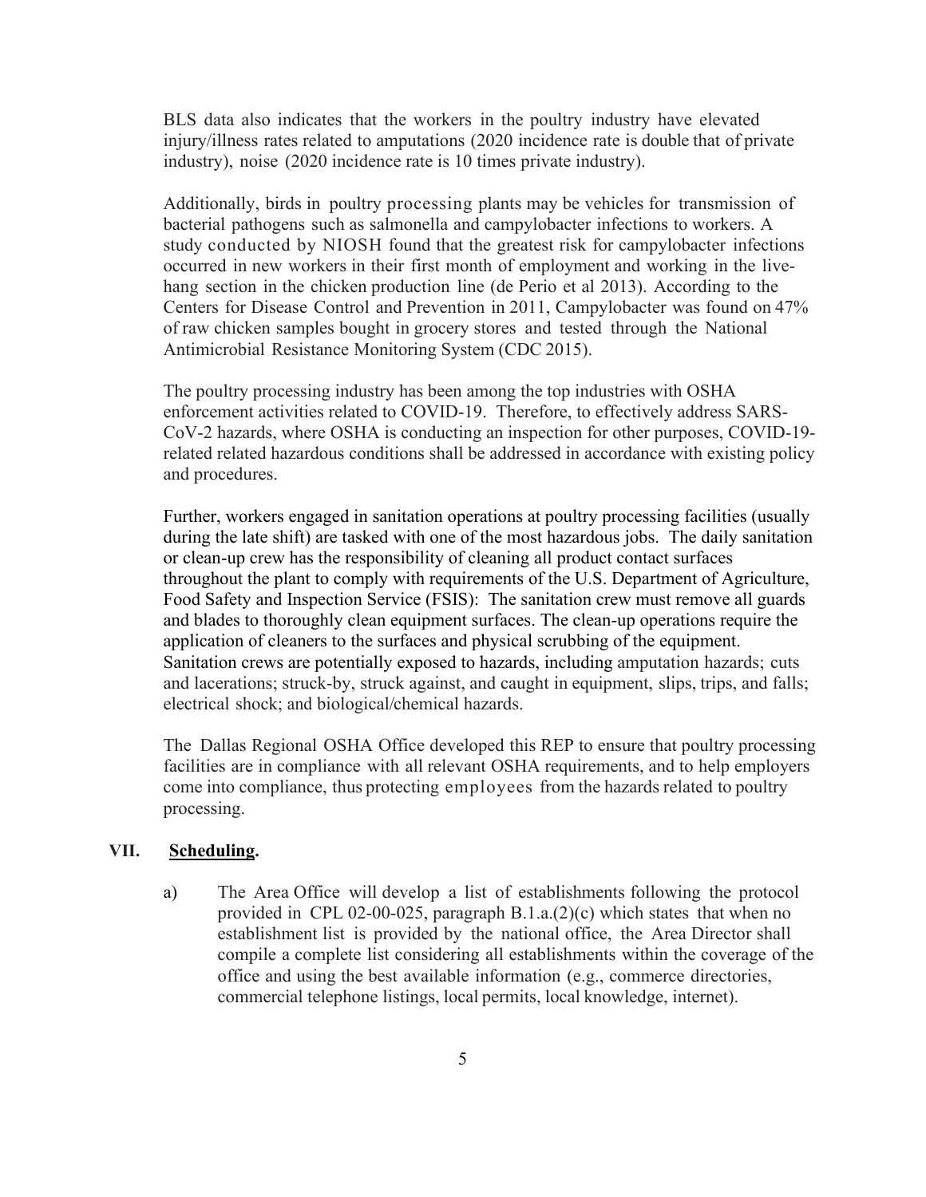BLS data also indicates that the workers in the poultry industry have elevated injury/illness rates related to amputations (2020 incidence rate is double that of private industry), noise (2020 incidence rate is 10 times private industry).

Additionally, birds in poultry processing plants may be vehicles for transmission of bacterial pathogens such as salmonella and campylobacter infections to workers. A study conducted by NIOSH found that the greatest risk for campylobacter infections occurred in new workers in their first month of employment and working in the live-hang section in the chicken production line (de Perio et al 2013). According to the Centers for Disease Control and Prevention in 2011, Campylobacter was found on 47% of raw chicken samples bought in grocery stores and tested through the National Antimicrobial Resistance Monitoring System (CDC 2015).

The poultry processing industry has been among the top industries with OSHA enforcement activities related to COVID-19. Therefore, to effectively address SARS-CoV-2 hazards, where OSHA is conducting an inspection for other purposes, COVID-19-related related hazardous conditions shall be addressed in accordance with existing policy and procedures.

Further, workers engaged in sanitation operations at poultry processing facilities (usually during the late shift) are tasked with one of the most hazardous jobs. The daily sanitation or clean-up crew has the responsibility of cleaning all product contact surfaces throughout the plant to comply with requirements of the U.S. Department of Agriculture, Food Safety and Inspection Service (FSIS): The sanitation crew must remove all guards and blades to thoroughly clean equipment surfaces. The clean-up operations require the application of cleaners to the surfaces and physical scrubbing of the equipment. Sanitation crews are potentially exposed to hazards, including amputation hazards; cuts and lacerations; struck-by, struck against, and caught in equipment, slips, trips, and falls; electrical shock; and biological/chemical hazards.

The Dallas Regional OSHA Office developed this REP to ensure that poultry processing facilities are in compliance with all relevant OSHA requirements, and to help employers come into compliance, thus protecting employees from the hazards related to poultry processing.

## VII. **Scheduling.**

a) The Area Office will develop a list of establishments following the protocol provided in CPL 02-00-025, paragraph B.1.a.(2)(c) which states that when no establishment list is provided by the national office, the Area Director shall compile a complete list considering all establishments within the coverage of the office and using the best available information (e.g., commerce directories, commercial telephone listings, local permits, local knowledge, internet).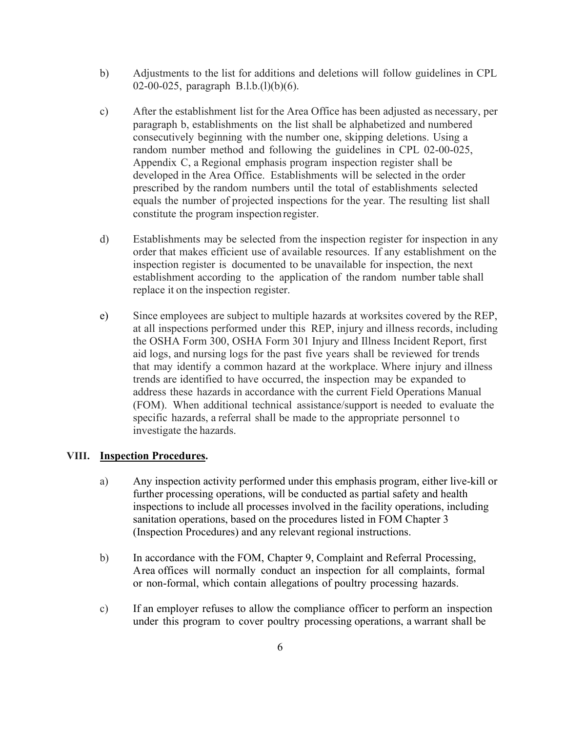b) Adjustments to the list for additions and deletions will follow guidelines in CPL 02-00-025, paragraph B.l.b.(l)(b)(6).

c) After the establishment list for the Area Office has been adjusted as necessary, per paragraph b, establishments on the list shall be alphabetized and numbered consecutively beginning with the number one, skipping deletions. Using a random number method and following the guidelines in CPL 02-00-025, Appendix C, a Regional emphasis program inspection register shall be developed in the Area Office. Establishments will be selected in the order prescribed by the random numbers until the total of establishments selected equals the number of projected inspections for the year. The resulting list shall constitute the program inspection register.

d) Establishments may be selected from the inspection register for inspection in any order that makes efficient use of available resources. If any establishment on the inspection register is documented to be unavailable for inspection, the next establishment according to the application of the random number table shall replace it on the inspection register.

e) Since employees are subject to multiple hazards at worksites covered by the REP, at all inspections performed under this REP, injury and illness records, including the OSHA Form 300, OSHA Form 301 Injury and Illness Incident Report, first aid logs, and nursing logs for the past five years shall be reviewed for trends that may identify a common hazard at the workplace. Where injury and illness trends are identified to have occurred, the inspection may be expanded to address these hazards in accordance with the current Field Operations Manual (FOM). When additional technical assistance/support is needed to evaluate the specific hazards, a referral shall be made to the appropriate personnel to investigate the hazards.

## VIII. **Inspection Procedures.**

a) Any inspection activity performed under this emphasis program, either live-kill or further processing operations, will be conducted as partial safety and health inspections to include all processes involved in the facility operations, including sanitation operations, based on the procedures listed in FOM Chapter 3 (Inspection Procedures) and any relevant regional instructions.

b) In accordance with the FOM, Chapter 9, Complaint and Referral Processing, Area offices will normally conduct an inspection for all complaints, formal or non-formal, which contain allegations of poultry processing hazards.

c) If an employer refuses to allow the compliance officer to perform an inspection under this program to cover poultry processing operations, a warrant shall be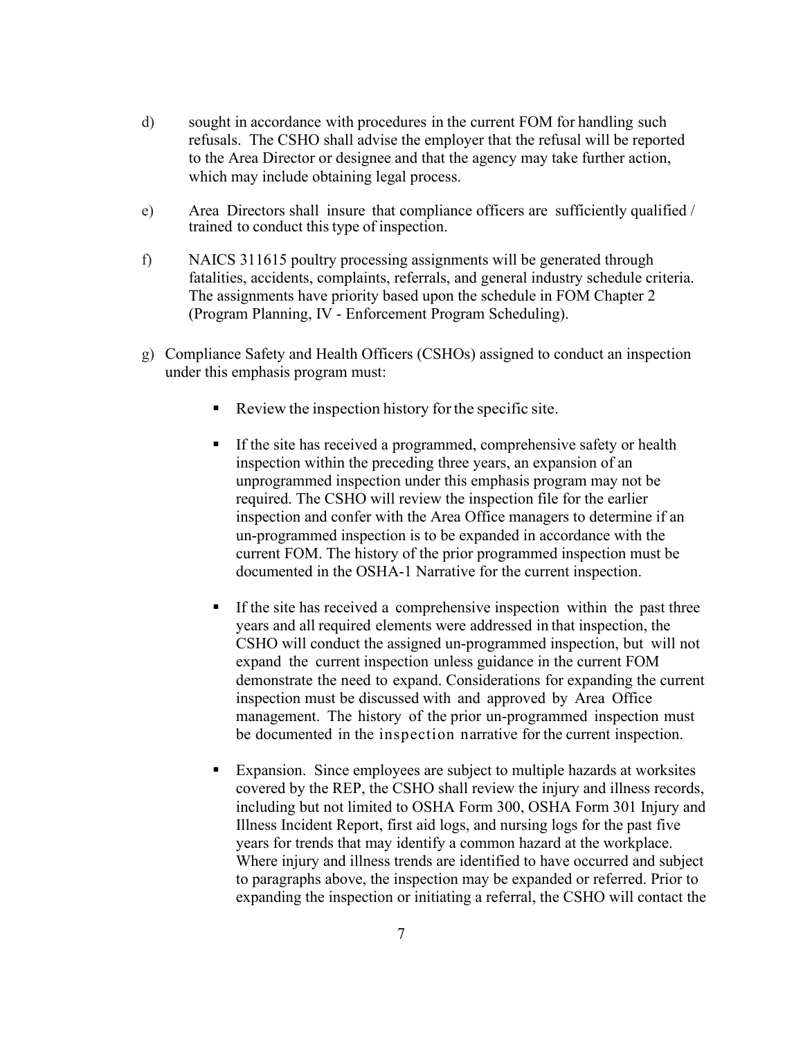d) sought in accordance with procedures in the current FOM for handling such refusals. The CSHO shall advise the employer that the refusal will be reported to the Area Director or designee and that the agency may take further action, which may include obtaining legal process.

e) Area Directors shall insure that compliance officers are sufficiently qualified / trained to conduct this type of inspection.

f) NAICS 311615 poultry processing assignments will be generated through fatalities, accidents, complaints, referrals, and general industry schedule criteria. The assignments have priority based upon the schedule in FOM Chapter 2 (Program Planning, IV - Enforcement Program Scheduling).

g) Compliance Safety and Health Officers (CSHOs) assigned to conduct an inspection under this emphasis program must:

- Review the inspection history for the specific site.

- If the site has received a programmed, comprehensive safety or health inspection within the preceding three years, an expansion of an unprogrammed inspection under this emphasis program may not be required. The CSHO will review the inspection file for the earlier inspection and confer with the Area Office managers to determine if an un-programmed inspection is to be expanded in accordance with the current FOM. The history of the prior programmed inspection must be documented in the OSHA-1 Narrative for the current inspection.

- If the site has received a comprehensive inspection within the past three years and all required elements were addressed in that inspection, the CSHO will conduct the assigned un-programmed inspection, but will not expand the current inspection unless guidance in the current FOM demonstrate the need to expand. Considerations for expanding the current inspection must be discussed with and approved by Area Office management. The history of the prior un-programmed inspection must be documented in the inspection narrative for the current inspection.

- Expansion. Since employees are subject to multiple hazards at worksites covered by the REP, the CSHO shall review the injury and illness records, including but not limited to OSHA Form 300, OSHA Form 301 Injury and Illness Incident Report, first aid logs, and nursing logs for the past five years for trends that may identify a common hazard at the workplace. Where injury and illness trends are identified to have occurred and subject to paragraphs above, the inspection may be expanded or referred. Prior to expanding the inspection or initiating a referral, the CSHO will contact the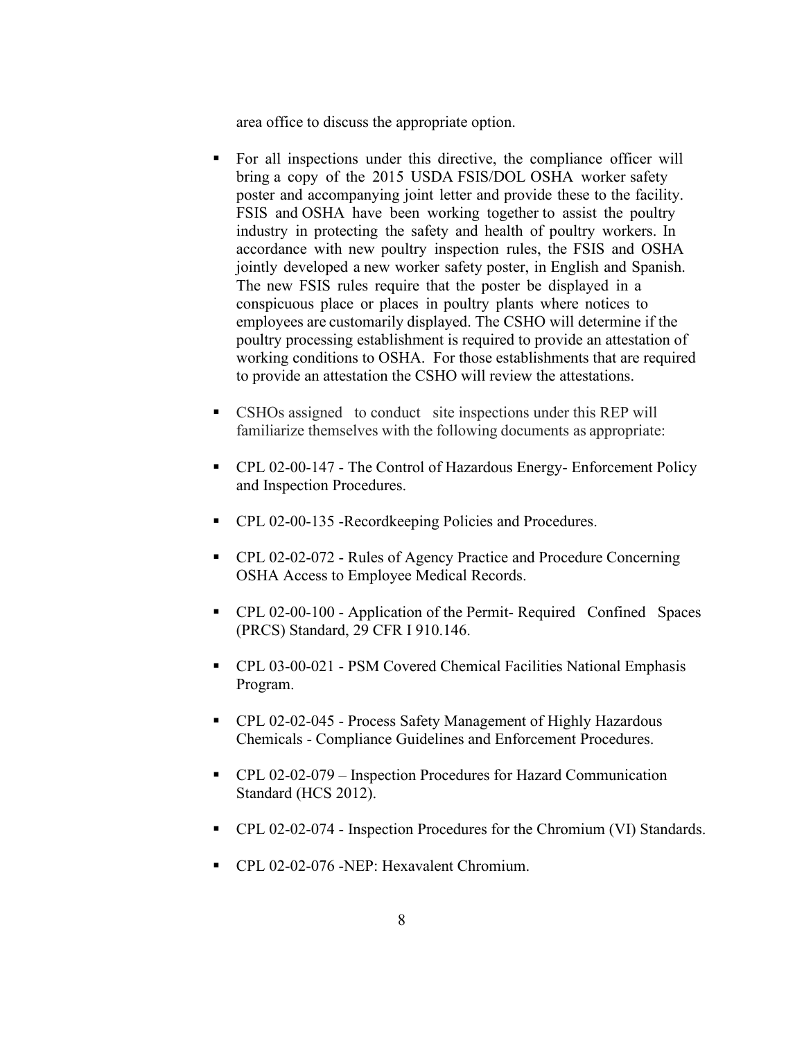area office to discuss the appropriate option.

- For all inspections under this directive, the compliance officer will bring a copy of the 2015 USDA FSIS/DOL OSHA worker safety poster and accompanying joint letter and provide these to the facility. FSIS and OSHA have been working together to assist the poultry industry in protecting the safety and health of poultry workers. In accordance with new poultry inspection rules, the FSIS and OSHA jointly developed a new worker safety poster, in English and Spanish. The new FSIS rules require that the poster be displayed in a conspicuous place or places in poultry plants where notices to employees are customarily displayed. The CSHO will determine if the poultry processing establishment is required to provide an attestation of working conditions to OSHA. For those establishments that are required to provide an attestation the CSHO will review the attestations.

- CSHOs assigned to conduct site inspections under this REP will familiarize themselves with the following documents as appropriate:

- CPL 02-00-147 - The Control of Hazardous Energy- Enforcement Policy and Inspection Procedures.

- CPL 02-00-135 -Recordkeeping Policies and Procedures.

- CPL 02-02-072 - Rules of Agency Practice and Procedure Concerning OSHA Access to Employee Medical Records.

- CPL 02-00-100 - Application of the Permit- Required Confined Spaces (PRCS) Standard, 29 CFR I 910.146.

- CPL 03-00-021 - PSM Covered Chemical Facilities National Emphasis Program.

- CPL 02-02-045 - Process Safety Management of Highly Hazardous Chemicals - Compliance Guidelines and Enforcement Procedures.

- CPL 02-02-079 – Inspection Procedures for Hazard Communication Standard (HCS 2012).

- CPL 02-02-074 - Inspection Procedures for the Chromium (VI) Standards.

- CPL 02-02-076 -NEP: Hexavalent Chromium.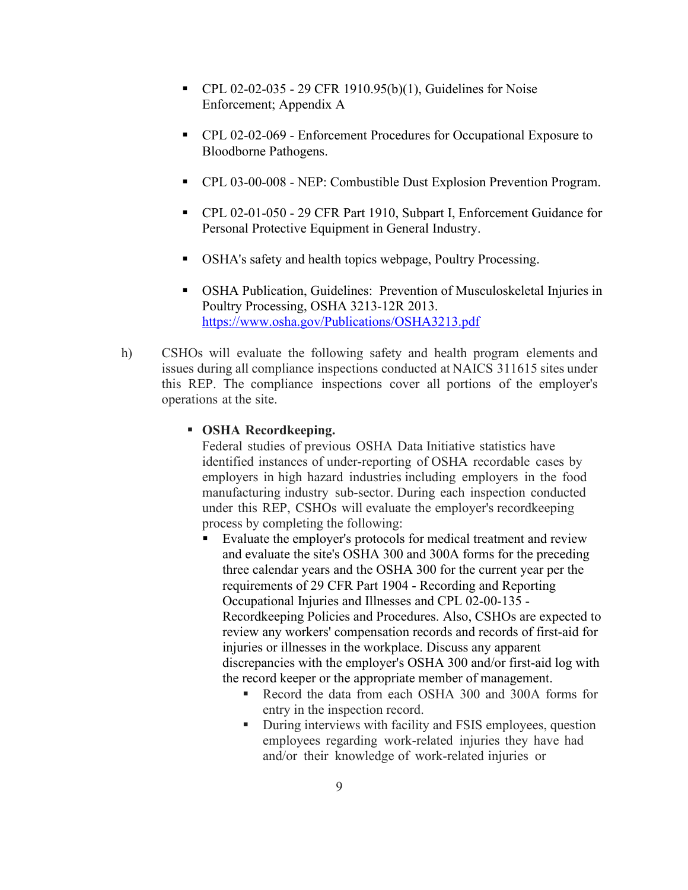- CPL 02-02-035 - 29 CFR 1910.95(b)(1), Guidelines for Noise Enforcement; Appendix A

- CPL 02-02-069 - Enforcement Procedures for Occupational Exposure to Bloodborne Pathogens.

- CPL 03-00-008 - NEP: Combustible Dust Explosion Prevention Program.

- CPL 02-01-050 - 29 CFR Part 1910, Subpart I, Enforcement Guidance for Personal Protective Equipment in General Industry.

- OSHA's safety and health topics webpage, Poultry Processing.

- OSHA Publication, Guidelines: Prevention of Musculoskeletal Injuries in Poultry Processing, OSHA 3213-12R 2013. https://www.osha.gov/Publications/OSHA3213.pdf

h) CSHOs will evaluate the following safety and health program elements and issues during all compliance inspections conducted at NAICS 311615 sites under this REP. The compliance inspections cover all portions of the employer's operations at the site.

- **OSHA Recordkeeping.**
  Federal studies of previous OSHA Data Initiative statistics have identified instances of under-reporting of OSHA recordable cases by employers in high hazard industries including employers in the food manufacturing industry sub-sector. During each inspection conducted under this REP, CSHOs will evaluate the employer's recordkeeping process by completing the following:
  - Evaluate the employer's protocols for medical treatment and review and evaluate the site's OSHA 300 and 300A forms for the preceding three calendar years and the OSHA 300 for the current year per the requirements of 29 CFR Part 1904 - Recording and Reporting Occupational Injuries and Illnesses and CPL 02-00-135 - Recordkeeping Policies and Procedures. Also, CSHOs are expected to review any workers' compensation records and records of first-aid for injuries or illnesses in the workplace. Discuss any apparent discrepancies with the employer's OSHA 300 and/or first-aid log with the record keeper or the appropriate member of management.
    - Record the data from each OSHA 300 and 300A forms for entry in the inspection record.
    - During interviews with facility and FSIS employees, question employees regarding work-related injuries they have had and/or their knowledge of work-related injuries or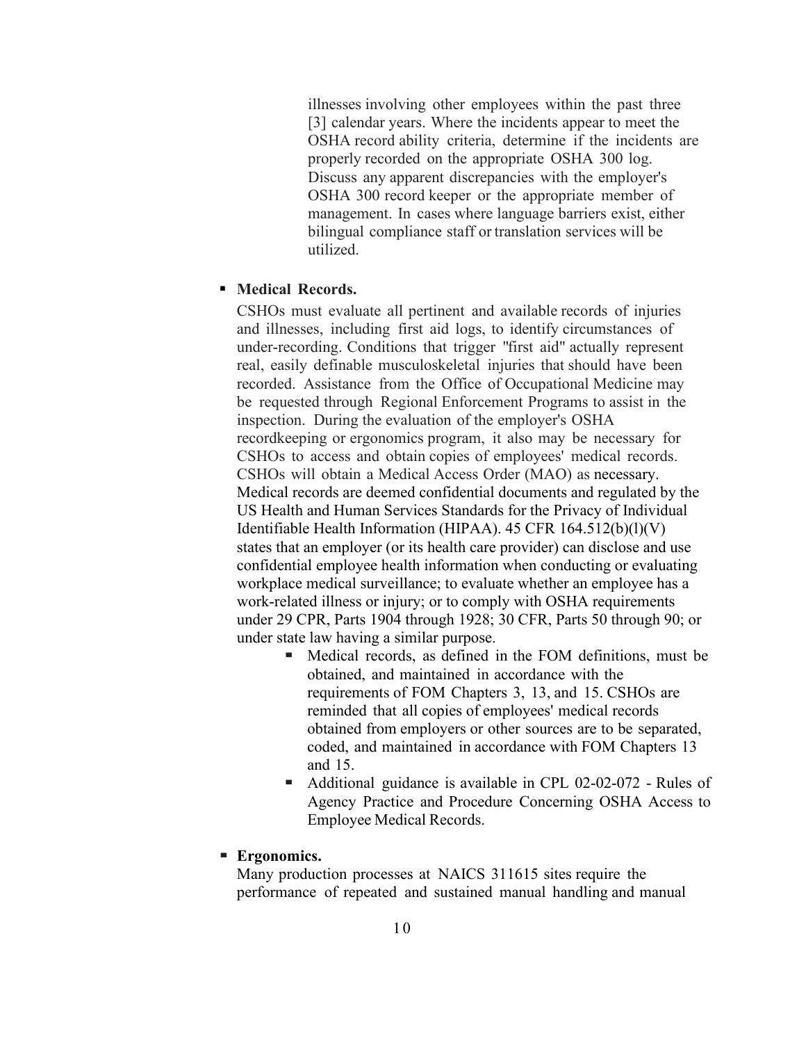illnesses involving other employees within the past three [3] calendar years. Where the incidents appear to meet the OSHA record ability criteria, determine if the incidents are properly recorded on the appropriate OSHA 300 log. Discuss any apparent discrepancies with the employer's OSHA 300 record keeper or the appropriate member of management. In cases where language barriers exist, either bilingual compliance staff or translation services will be utilized.

- **Medical Records.**

  CSHOs must evaluate all pertinent and available records of injuries and illnesses, including first aid logs, to identify circumstances of under-recording. Conditions that trigger "first aid" actually represent real, easily definable musculoskeletal injuries that should have been recorded. Assistance from the Office of Occupational Medicine may be requested through Regional Enforcement Programs to assist in the inspection. During the evaluation of the employer's OSHA recordkeeping or ergonomics program, it also may be necessary for CSHOs to access and obtain copies of employees' medical records. CSHOs will obtain a Medical Access Order (MAO) as necessary. Medical records are deemed confidential documents and regulated by the US Health and Human Services Standards for the Privacy of Individual Identifiable Health Information (HIPAA). 45 CFR 164.512(b)(l)(V) states that an employer (or its health care provider) can disclose and use confidential employee health information when conducting or evaluating workplace medical surveillance; to evaluate whether an employee has a work-related illness or injury; or to comply with OSHA requirements under 29 CPR, Parts 1904 through 1928; 30 CFR, Parts 50 through 90; or under state law having a similar purpose.

  - Medical records, as defined in the FOM definitions, must be obtained, and maintained in accordance with the requirements of FOM Chapters 3, 13, and 15. CSHOs are reminded that all copies of employees' medical records obtained from employers or other sources are to be separated, coded, and maintained in accordance with FOM Chapters 13 and 15.
  - Additional guidance is available in CPL 02-02-072 - Rules of Agency Practice and Procedure Concerning OSHA Access to Employee Medical Records.

- **Ergonomics.**

  Many production processes at NAICS 311615 sites require the performance of repeated and sustained manual handling and manual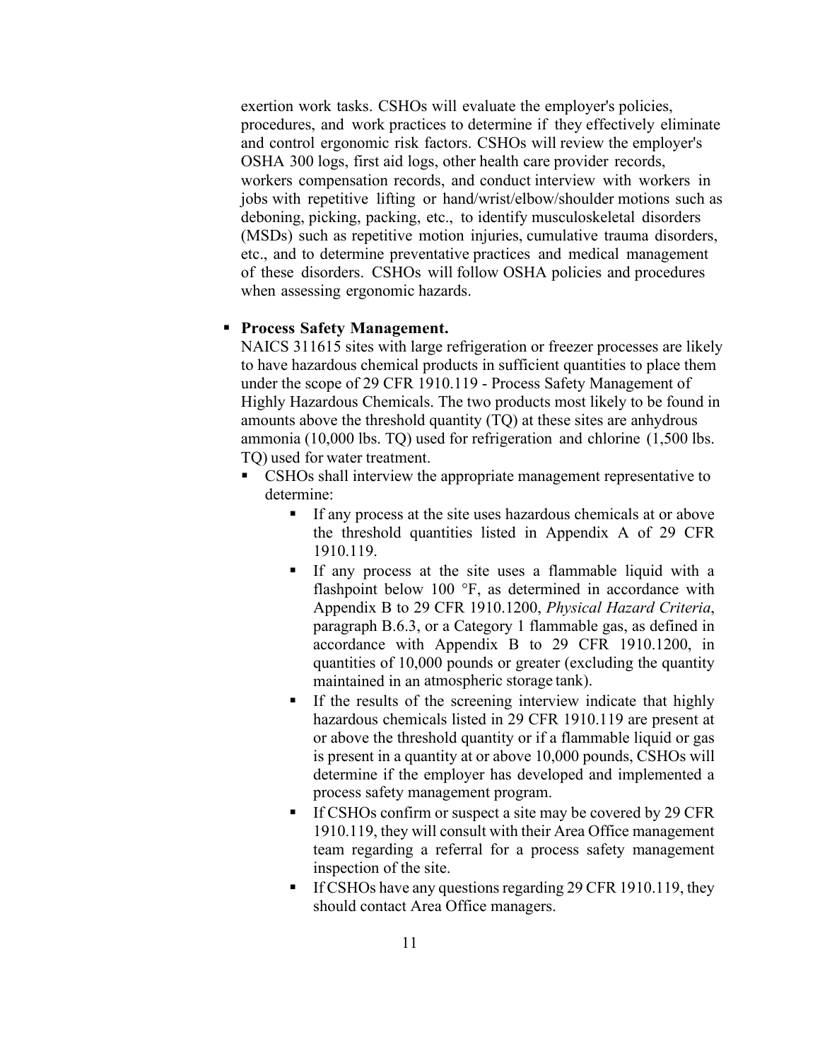exertion work tasks. CSHOs will evaluate the employer's policies, procedures, and work practices to determine if they effectively eliminate and control ergonomic risk factors. CSHOs will review the employer's OSHA 300 logs, first aid logs, other health care provider records, workers compensation records, and conduct interview with workers in jobs with repetitive lifting or hand/wrist/elbow/shoulder motions such as deboning, picking, packing, etc., to identify musculoskeletal disorders (MSDs) such as repetitive motion injuries, cumulative trauma disorders, etc., and to determine preventative practices and medical management of these disorders. CSHOs will follow OSHA policies and procedures when assessing ergonomic hazards.

- **Process Safety Management.**
  NAICS 311615 sites with large refrigeration or freezer processes are likely to have hazardous chemical products in sufficient quantities to place them under the scope of 29 CFR 1910.119 - Process Safety Management of Highly Hazardous Chemicals. The two products most likely to be found in amounts above the threshold quantity (TQ) at these sites are anhydrous ammonia (10,000 lbs. TQ) used for refrigeration and chlorine (1,500 lbs. TQ) used for water treatment.
  - CSHOs shall interview the appropriate management representative to determine:
    - If any process at the site uses hazardous chemicals at or above the threshold quantities listed in Appendix A of 29 CFR 1910.119.
    - If any process at the site uses a flammable liquid with a flashpoint below 100 °F, as determined in accordance with Appendix B to 29 CFR 1910.1200, *Physical Hazard Criteria*, paragraph B.6.3, or a Category 1 flammable gas, as defined in accordance with Appendix B to 29 CFR 1910.1200, in quantities of 10,000 pounds or greater (excluding the quantity maintained in an atmospheric storage tank).
    - If the results of the screening interview indicate that highly hazardous chemicals listed in 29 CFR 1910.119 are present at or above the threshold quantity or if a flammable liquid or gas is present in a quantity at or above 10,000 pounds, CSHOs will determine if the employer has developed and implemented a process safety management program.
    - If CSHOs confirm or suspect a site may be covered by 29 CFR 1910.119, they will consult with their Area Office management team regarding a referral for a process safety management inspection of the site.
    - If CSHOs have any questions regarding 29 CFR 1910.119, they should contact Area Office managers.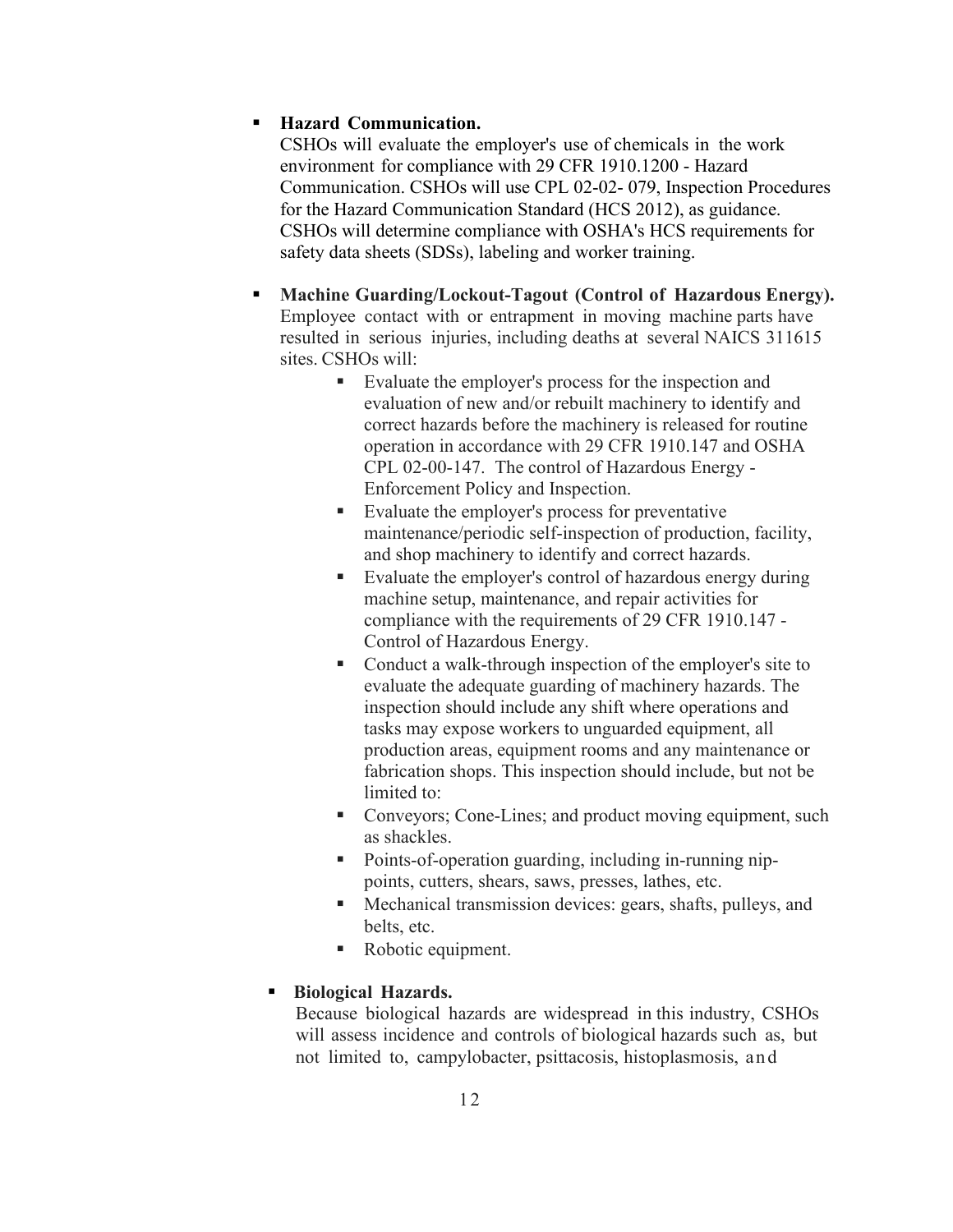- **Hazard Communication.**
  CSHOs will evaluate the employer's use of chemicals in the work environment for compliance with 29 CFR 1910.1200 - Hazard Communication. CSHOs will use CPL 02-02- 079, Inspection Procedures for the Hazard Communication Standard (HCS 2012), as guidance. CSHOs will determine compliance with OSHA's HCS requirements for safety data sheets (SDSs), labeling and worker training.

- **Machine Guarding/Lockout-Tagout (Control of Hazardous Energy).**
  Employee contact with or entrapment in moving machine parts have resulted in serious injuries, including deaths at several NAICS 311615 sites. CSHOs will:
    - Evaluate the employer's process for the inspection and evaluation of new and/or rebuilt machinery to identify and correct hazards before the machinery is released for routine operation in accordance with 29 CFR 1910.147 and OSHA CPL 02-00-147. The control of Hazardous Energy - Enforcement Policy and Inspection.
    - Evaluate the employer's process for preventative maintenance/periodic self-inspection of production, facility, and shop machinery to identify and correct hazards.
    - Evaluate the employer's control of hazardous energy during machine setup, maintenance, and repair activities for compliance with the requirements of 29 CFR 1910.147 - Control of Hazardous Energy.
    - Conduct a walk-through inspection of the employer's site to evaluate the adequate guarding of machinery hazards. The inspection should include any shift where operations and tasks may expose workers to unguarded equipment, all production areas, equipment rooms and any maintenance or fabrication shops. This inspection should include, but not be limited to:
    - Conveyors; Cone-Lines; and product moving equipment, such as shackles.
    - Points-of-operation guarding, including in-running nip-points, cutters, shears, saws, presses, lathes, etc.
    - Mechanical transmission devices: gears, shafts, pulleys, and belts, etc.
    - Robotic equipment.

- **Biological Hazards.**
  Because biological hazards are widespread in this industry, CSHOs will assess incidence and controls of biological hazards such as, but not limited to, campylobacter, psittacosis, histoplasmosis, and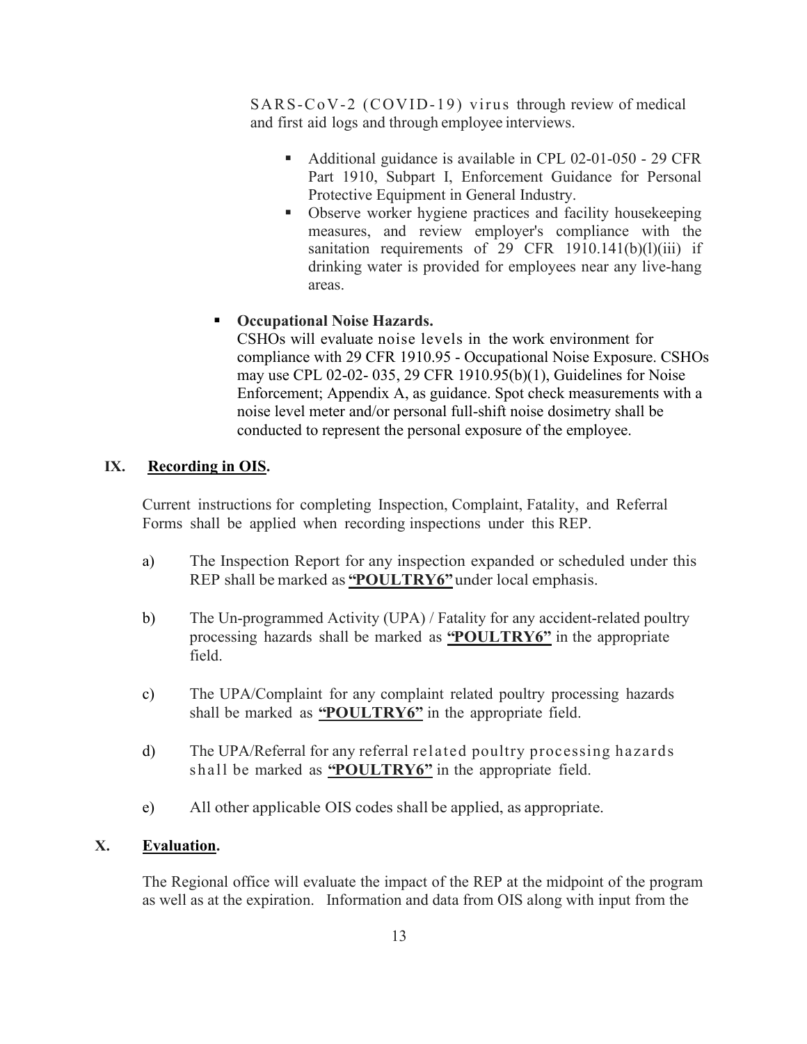SARS-CoV-2 (COVID-19) virus through review of medical and first aid logs and through employee interviews.

- Additional guidance is available in CPL 02-01-050 - 29 CFR Part 1910, Subpart I, Enforcement Guidance for Personal Protective Equipment in General Industry.
- Observe worker hygiene practices and facility housekeeping measures, and review employer's compliance with the sanitation requirements of 29 CFR 1910.141(b)(l)(iii) if drinking water is provided for employees near any live-hang areas.

- **Occupational Noise Hazards.**
  CSHOs will evaluate noise levels in the work environment for compliance with 29 CFR 1910.95 - Occupational Noise Exposure. CSHOs may use CPL 02-02- 035, 29 CFR 1910.95(b)(1), Guidelines for Noise Enforcement; Appendix A, as guidance. Spot check measurements with a noise level meter and/or personal full-shift noise dosimetry shall be conducted to represent the personal exposure of the employee.

## IX. Recording in OIS.

Current instructions for completing Inspection, Complaint, Fatality, and Referral Forms shall be applied when recording inspections under this REP.

a) The Inspection Report for any inspection expanded or scheduled under this REP shall be marked as **"POULTRY6"** under local emphasis.

b) The Un-programmed Activity (UPA) / Fatality for any accident-related poultry processing hazards shall be marked as **"POULTRY6"** in the appropriate field.

c) The UPA/Complaint for any complaint related poultry processing hazards shall be marked as **"POULTRY6"** in the appropriate field.

d) The UPA/Referral for any referral related poultry processing hazards shall be marked as **"POULTRY6"** in the appropriate field.

e) All other applicable OIS codes shall be applied, as appropriate.

## X. Evaluation.

The Regional office will evaluate the impact of the REP at the midpoint of the program as well as at the expiration. Information and data from OIS along with input from the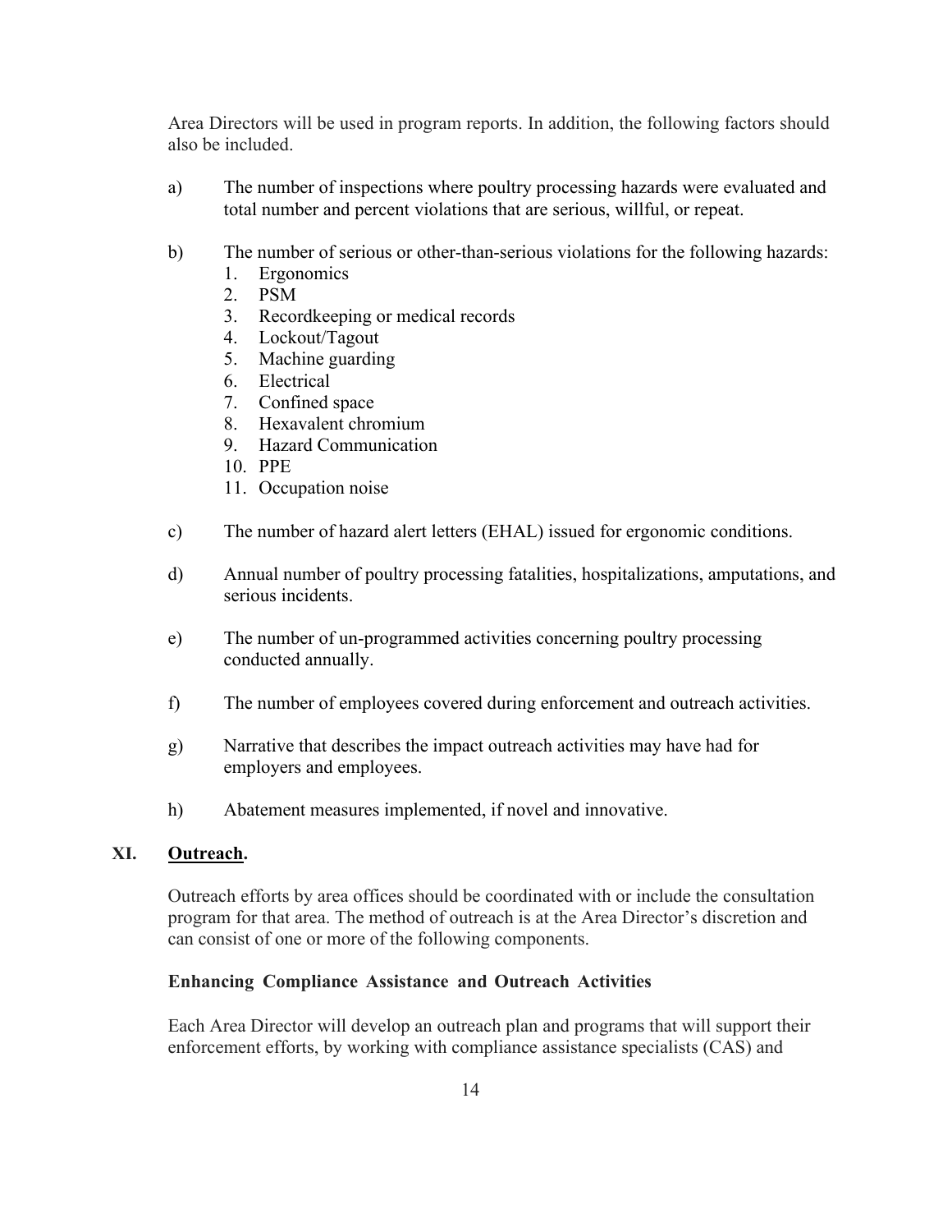Area Directors will be used in program reports. In addition, the following factors should also be included.

a) The number of inspections where poultry processing hazards were evaluated and total number and percent violations that are serious, willful, or repeat.

b) The number of serious or other-than-serious violations for the following hazards:
   1. Ergonomics
   2. PSM
   3. Recordkeeping or medical records
   4. Lockout/Tagout
   5. Machine guarding
   6. Electrical
   7. Confined space
   8. Hexavalent chromium
   9. Hazard Communication
   10. PPE
   11. Occupation noise

c) The number of hazard alert letters (EHAL) issued for ergonomic conditions.

d) Annual number of poultry processing fatalities, hospitalizations, amputations, and serious incidents.

e) The number of un-programmed activities concerning poultry processing conducted annually.

f) The number of employees covered during enforcement and outreach activities.

g) Narrative that describes the impact outreach activities may have had for employers and employees.

h) Abatement measures implemented, if novel and innovative.

## XI. Outreach.

Outreach efforts by area offices should be coordinated with or include the consultation program for that area. The method of outreach is at the Area Director's discretion and can consist of one or more of the following components.

**Enhancing Compliance Assistance and Outreach Activities**

Each Area Director will develop an outreach plan and programs that will support their enforcement efforts, by working with compliance assistance specialists (CAS) and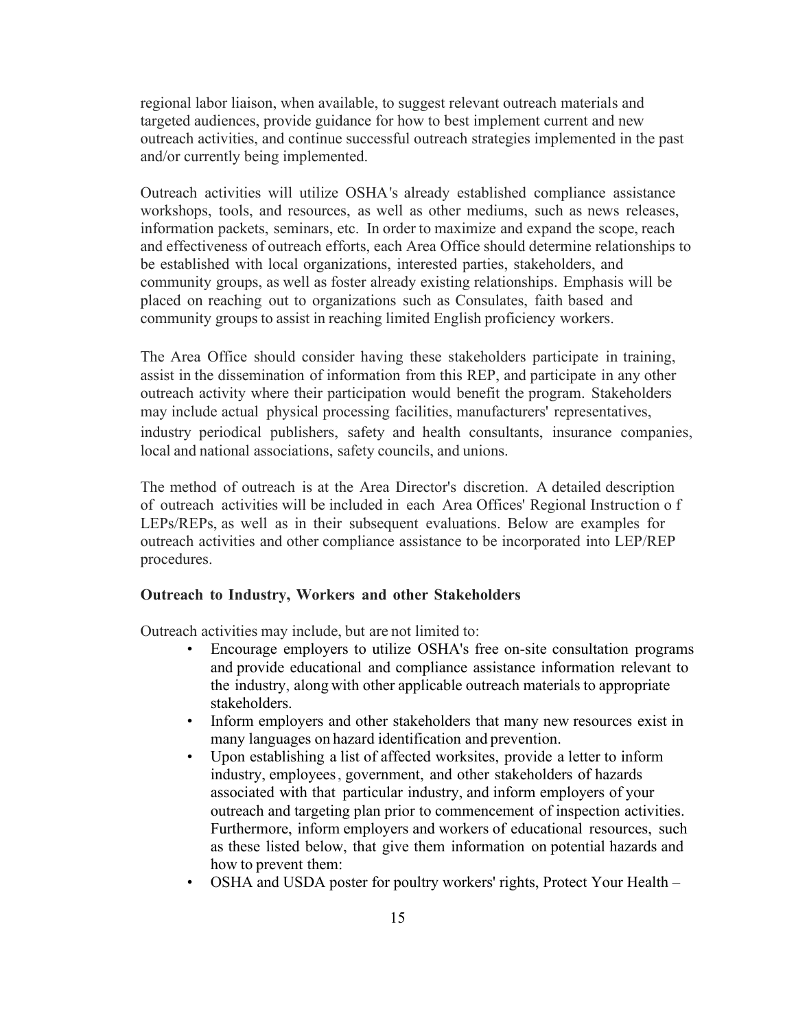regional labor liaison, when available, to suggest relevant outreach materials and targeted audiences, provide guidance for how to best implement current and new outreach activities, and continue successful outreach strategies implemented in the past and/or currently being implemented.

Outreach activities will utilize OSHA's already established compliance assistance workshops, tools, and resources, as well as other mediums, such as news releases, information packets, seminars, etc. In order to maximize and expand the scope, reach and effectiveness of outreach efforts, each Area Office should determine relationships to be established with local organizations, interested parties, stakeholders, and community groups, as well as foster already existing relationships. Emphasis will be placed on reaching out to organizations such as Consulates, faith based and community groups to assist in reaching limited English proficiency workers.

The Area Office should consider having these stakeholders participate in training, assist in the dissemination of information from this REP, and participate in any other outreach activity where their participation would benefit the program. Stakeholders may include actual physical processing facilities, manufacturers' representatives, industry periodical publishers, safety and health consultants, insurance companies, local and national associations, safety councils, and unions.

The method of outreach is at the Area Director's discretion. A detailed description of outreach activities will be included in each Area Offices' Regional Instruction o f LEPs/REPs, as well as in their subsequent evaluations. Below are examples for outreach activities and other compliance assistance to be incorporated into LEP/REP procedures.

**Outreach to Industry, Workers and other Stakeholders**

Outreach activities may include, but are not limited to:

- Encourage employers to utilize OSHA's free on-site consultation programs and provide educational and compliance assistance information relevant to the industry, along with other applicable outreach materials to appropriate stakeholders.
- Inform employers and other stakeholders that many new resources exist in many languages on hazard identification and prevention.
- Upon establishing a list of affected worksites, provide a letter to inform industry, employees, government, and other stakeholders of hazards associated with that particular industry, and inform employers of your outreach and targeting plan prior to commencement of inspection activities. Furthermore, inform employers and workers of educational resources, such as these listed below, that give them information on potential hazards and how to prevent them:
- OSHA and USDA poster for poultry workers' rights, Protect Your Health –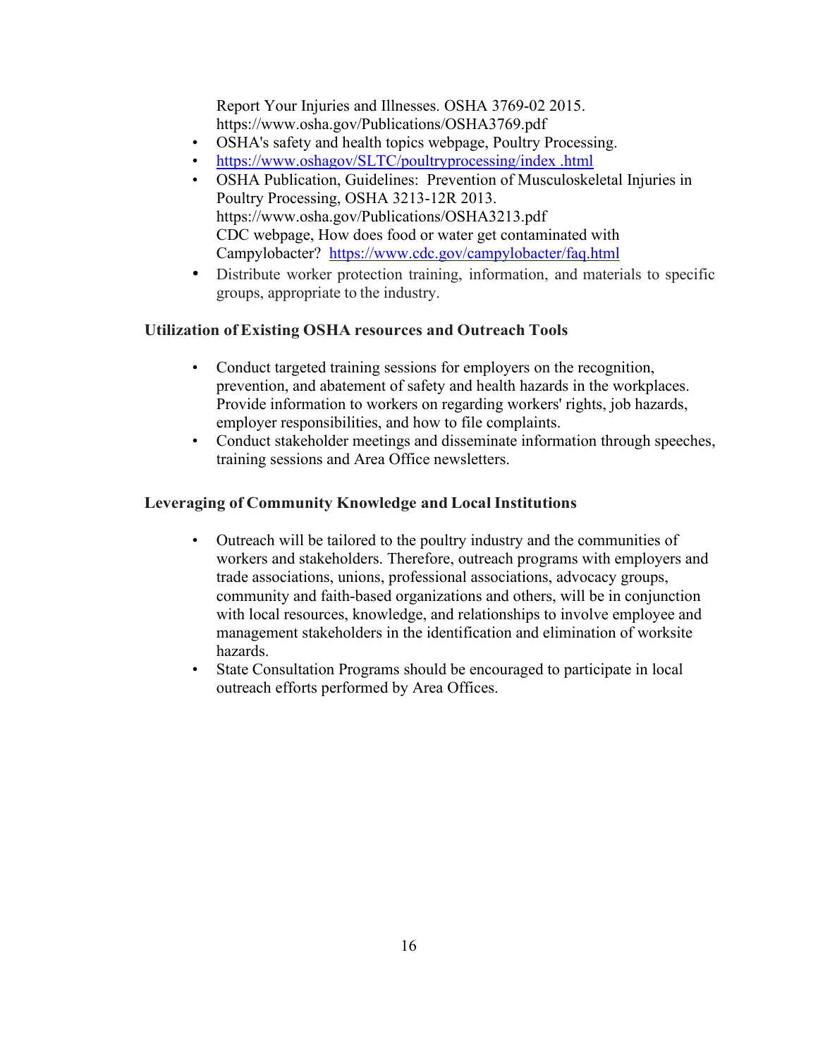Report Your Injuries and Illnesses. OSHA 3769-02 2015. https://www.osha.gov/Publications/OSHA3769.pdf

- OSHA's safety and health topics webpage, Poultry Processing.
- https://www.oshagov/SLTC/poultryprocessing/index .html
- OSHA Publication, Guidelines: Prevention of Musculoskeletal Injuries in Poultry Processing, OSHA 3213-12R 2013. https://www.osha.gov/Publications/OSHA3213.pdf
  CDC webpage, How does food or water get contaminated with Campylobacter? https://www.cdc.gov/campylobacter/faq.html
- Distribute worker protection training, information, and materials to specific groups, appropriate to the industry.

### Utilization of Existing OSHA resources and Outreach Tools

- Conduct targeted training sessions for employers on the recognition, prevention, and abatement of safety and health hazards in the workplaces. Provide information to workers on regarding workers' rights, job hazards, employer responsibilities, and how to file complaints.
- Conduct stakeholder meetings and disseminate information through speeches, training sessions and Area Office newsletters.

### Leveraging of Community Knowledge and Local Institutions

- Outreach will be tailored to the poultry industry and the communities of workers and stakeholders. Therefore, outreach programs with employers and trade associations, unions, professional associations, advocacy groups, community and faith-based organizations and others, will be in conjunction with local resources, knowledge, and relationships to involve employee and management stakeholders in the identification and elimination of worksite hazards.
- State Consultation Programs should be encouraged to participate in local outreach efforts performed by Area Offices.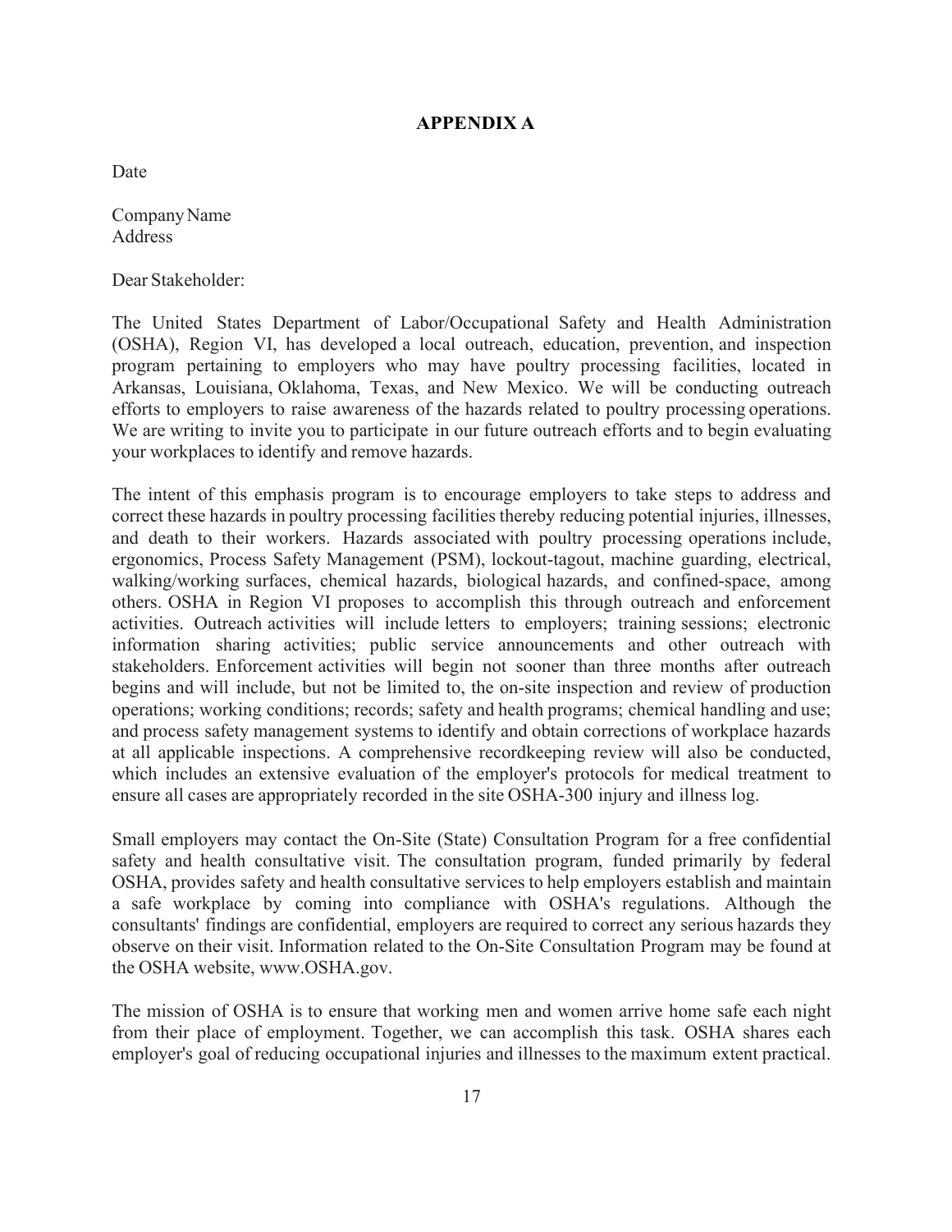# APPENDIX A

Date

Company Name  
Address

Dear Stakeholder:

The United States Department of Labor/Occupational Safety and Health Administration (OSHA), Region VI, has developed a local outreach, education, prevention, and inspection program pertaining to employers who may have poultry processing facilities, located in Arkansas, Louisiana, Oklahoma, Texas, and New Mexico. We will be conducting outreach efforts to employers to raise awareness of the hazards related to poultry processing operations. We are writing to invite you to participate in our future outreach efforts and to begin evaluating your workplaces to identify and remove hazards.

The intent of this emphasis program is to encourage employers to take steps to address and correct these hazards in poultry processing facilities thereby reducing potential injuries, illnesses, and death to their workers. Hazards associated with poultry processing operations include, ergonomics, Process Safety Management (PSM), lockout-tagout, machine guarding, electrical, walking/working surfaces, chemical hazards, biological hazards, and confined-space, among others. OSHA in Region VI proposes to accomplish this through outreach and enforcement activities. Outreach activities will include letters to employers; training sessions; electronic information sharing activities; public service announcements and other outreach with stakeholders. Enforcement activities will begin not sooner than three months after outreach begins and will include, but not be limited to, the on-site inspection and review of production operations; working conditions; records; safety and health programs; chemical handling and use; and process safety management systems to identify and obtain corrections of workplace hazards at all applicable inspections. A comprehensive recordkeeping review will also be conducted, which includes an extensive evaluation of the employer's protocols for medical treatment to ensure all cases are appropriately recorded in the site OSHA-300 injury and illness log.

Small employers may contact the On-Site (State) Consultation Program for a free confidential safety and health consultative visit. The consultation program, funded primarily by federal OSHA, provides safety and health consultative services to help employers establish and maintain a safe workplace by coming into compliance with OSHA's regulations. Although the consultants' findings are confidential, employers are required to correct any serious hazards they observe on their visit. Information related to the On-Site Consultation Program may be found at the OSHA website, www.OSHA.gov.

The mission of OSHA is to ensure that working men and women arrive home safe each night from their place of employment. Together, we can accomplish this task. OSHA shares each employer's goal of reducing occupational injuries and illnesses to the maximum extent practical.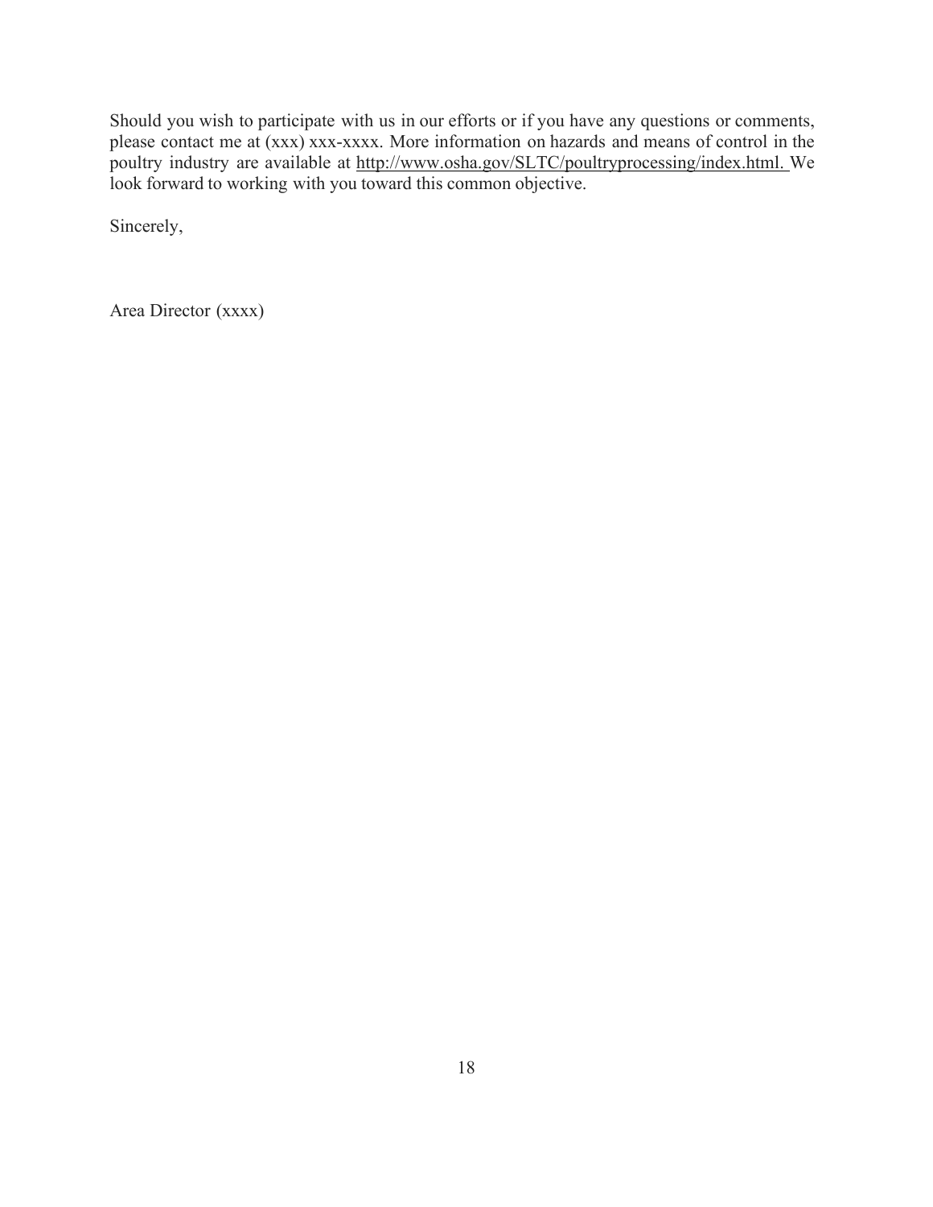Should you wish to participate with us in our efforts or if you have any questions or comments, please contact me at (xxx) xxx-xxxx. More information on hazards and means of control in the poultry industry are available at http://www.osha.gov/SLTC/poultryprocessing/index.html. We look forward to working with you toward this common objective.

Sincerely,

Area Director (xxxx)